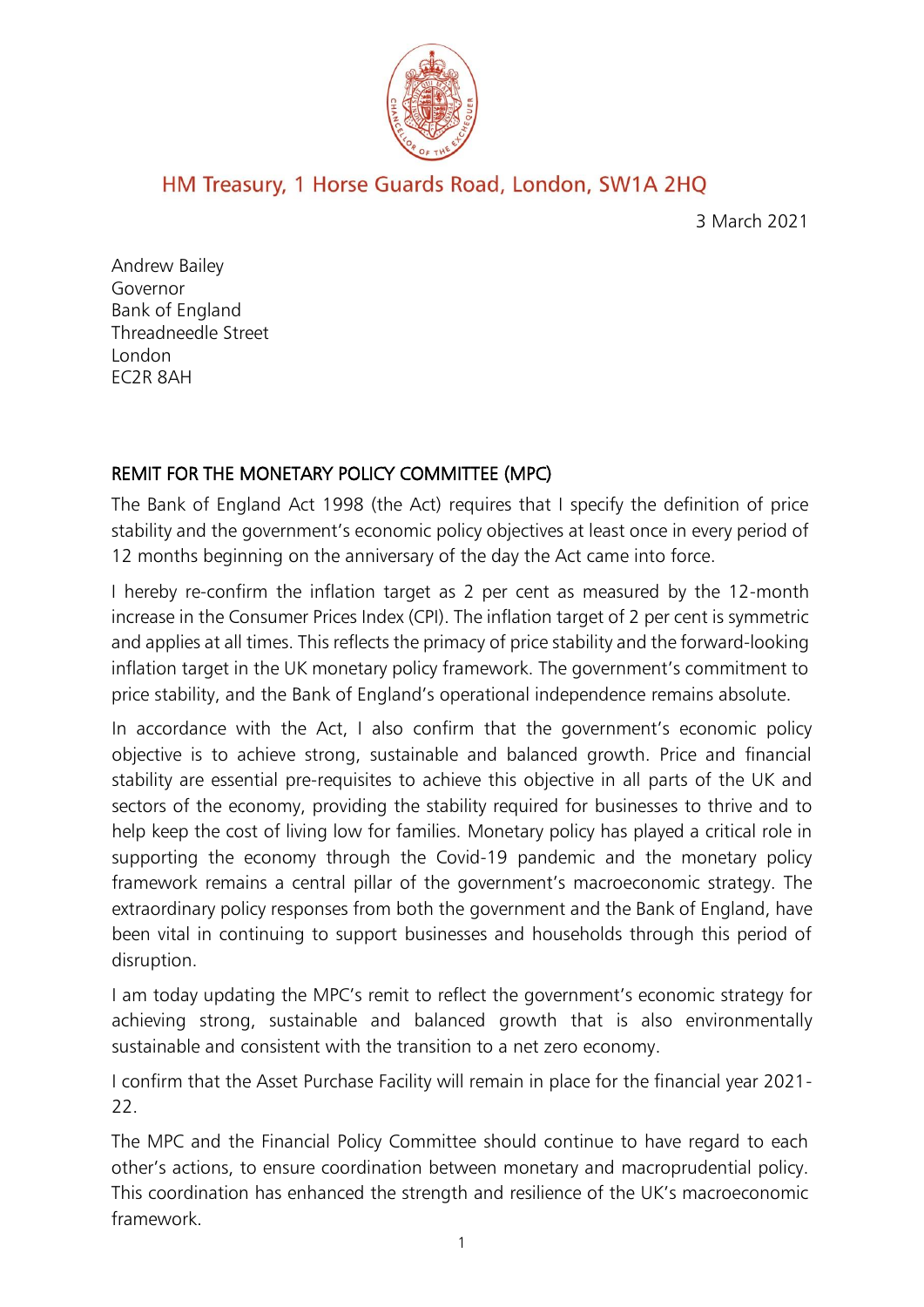HM Treasury, 1 Horse Guards Road, London, SW1A 2HQ

3 March 2021

Andrew Bailey
Governor
Bank of England
Threadneedle Street
London
EC2R 8AH

## REMIT FOR THE MONETARY POLICY COMMITTEE (MPC)

The Bank of England Act 1998 (the Act) requires that I specify the definition of price stability and the government's economic policy objectives at least once in every period of 12 months beginning on the anniversary of the day the Act came into force.

I hereby re-confirm the inflation target as 2 per cent as measured by the 12-month increase in the Consumer Prices Index (CPI). The inflation target of 2 per cent is symmetric and applies at all times. This reflects the primacy of price stability and the forward-looking inflation target in the UK monetary policy framework. The government's commitment to price stability, and the Bank of England's operational independence remains absolute.

In accordance with the Act, I also confirm that the government's economic policy objective is to achieve strong, sustainable and balanced growth. Price and financial stability are essential pre-requisites to achieve this objective in all parts of the UK and sectors of the economy, providing the stability required for businesses to thrive and to help keep the cost of living low for families. Monetary policy has played a critical role in supporting the economy through the Covid-19 pandemic and the monetary policy framework remains a central pillar of the government's macroeconomic strategy. The extraordinary policy responses from both the government and the Bank of England, have been vital in continuing to support businesses and households through this period of disruption.

I am today updating the MPC's remit to reflect the government's economic strategy for achieving strong, sustainable and balanced growth that is also environmentally sustainable and consistent with the transition to a net zero economy.

I confirm that the Asset Purchase Facility will remain in place for the financial year 2021-22.

The MPC and the Financial Policy Committee should continue to have regard to each other's actions, to ensure coordination between monetary and macroprudential policy. This coordination has enhanced the strength and resilience of the UK's macroeconomic framework.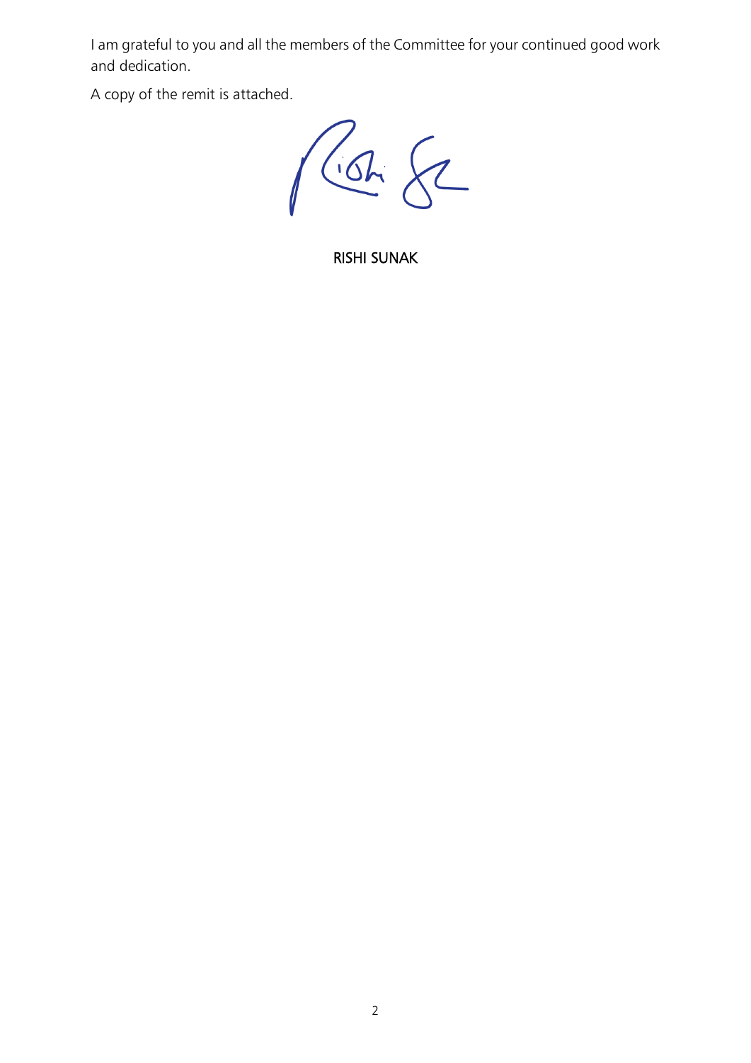I am grateful to you and all the members of the Committee for your continued good work and dedication.

A copy of the remit is attached.

RISHI SUNAK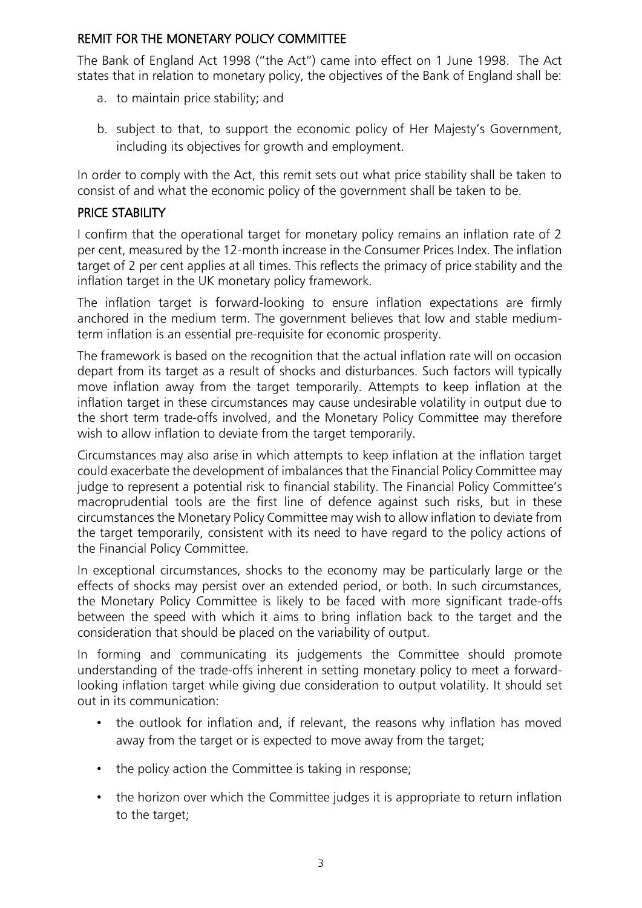## REMIT FOR THE MONETARY POLICY COMMITTEE

The Bank of England Act 1998 ("the Act") came into effect on 1 June 1998. The Act states that in relation to monetary policy, the objectives of the Bank of England shall be:

a. to maintain price stability; and

b. subject to that, to support the economic policy of Her Majesty's Government, including its objectives for growth and employment.

In order to comply with the Act, this remit sets out what price stability shall be taken to consist of and what the economic policy of the government shall be taken to be.

## PRICE STABILITY

I confirm that the operational target for monetary policy remains an inflation rate of 2 per cent, measured by the 12-month increase in the Consumer Prices Index. The inflation target of 2 per cent applies at all times. This reflects the primacy of price stability and the inflation target in the UK monetary policy framework.

The inflation target is forward-looking to ensure inflation expectations are firmly anchored in the medium term. The government believes that low and stable medium-term inflation is an essential pre-requisite for economic prosperity.

The framework is based on the recognition that the actual inflation rate will on occasion depart from its target as a result of shocks and disturbances. Such factors will typically move inflation away from the target temporarily. Attempts to keep inflation at the inflation target in these circumstances may cause undesirable volatility in output due to the short term trade-offs involved, and the Monetary Policy Committee may therefore wish to allow inflation to deviate from the target temporarily.

Circumstances may also arise in which attempts to keep inflation at the inflation target could exacerbate the development of imbalances that the Financial Policy Committee may judge to represent a potential risk to financial stability. The Financial Policy Committee's macroprudential tools are the first line of defence against such risks, but in these circumstances the Monetary Policy Committee may wish to allow inflation to deviate from the target temporarily, consistent with its need to have regard to the policy actions of the Financial Policy Committee.

In exceptional circumstances, shocks to the economy may be particularly large or the effects of shocks may persist over an extended period, or both. In such circumstances, the Monetary Policy Committee is likely to be faced with more significant trade-offs between the speed with which it aims to bring inflation back to the target and the consideration that should be placed on the variability of output.

In forming and communicating its judgements the Committee should promote understanding of the trade-offs inherent in setting monetary policy to meet a forward-looking inflation target while giving due consideration to output volatility. It should set out in its communication:

- the outlook for inflation and, if relevant, the reasons why inflation has moved away from the target or is expected to move away from the target;
- the policy action the Committee is taking in response;
- the horizon over which the Committee judges it is appropriate to return inflation to the target;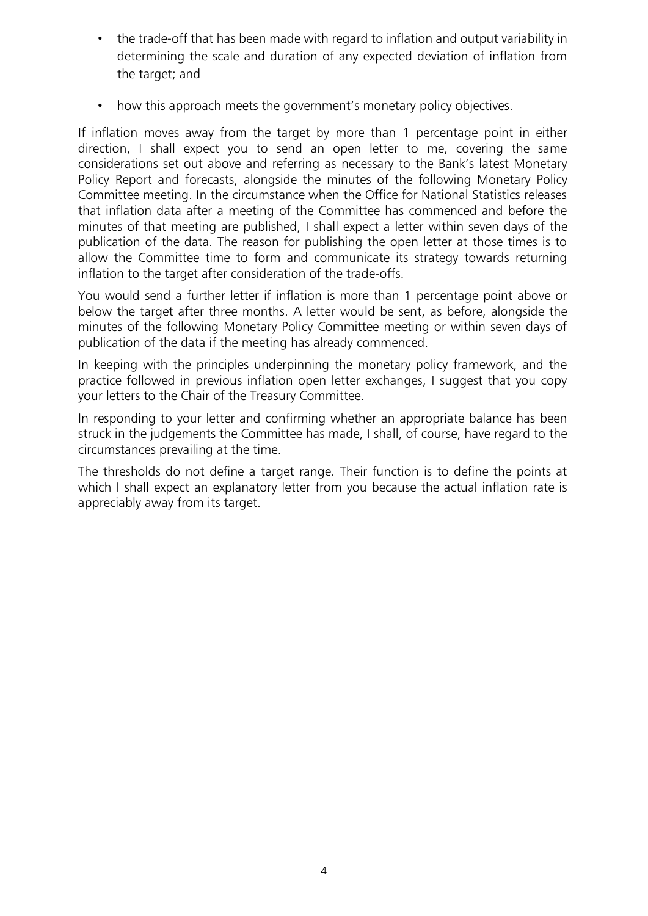- the trade-off that has been made with regard to inflation and output variability in determining the scale and duration of any expected deviation of inflation from the target; and
- how this approach meets the government's monetary policy objectives.

If inflation moves away from the target by more than 1 percentage point in either direction, I shall expect you to send an open letter to me, covering the same considerations set out above and referring as necessary to the Bank's latest Monetary Policy Report and forecasts, alongside the minutes of the following Monetary Policy Committee meeting. In the circumstance when the Office for National Statistics releases that inflation data after a meeting of the Committee has commenced and before the minutes of that meeting are published, I shall expect a letter within seven days of the publication of the data. The reason for publishing the open letter at those times is to allow the Committee time to form and communicate its strategy towards returning inflation to the target after consideration of the trade-offs.

You would send a further letter if inflation is more than 1 percentage point above or below the target after three months. A letter would be sent, as before, alongside the minutes of the following Monetary Policy Committee meeting or within seven days of publication of the data if the meeting has already commenced.

In keeping with the principles underpinning the monetary policy framework, and the practice followed in previous inflation open letter exchanges, I suggest that you copy your letters to the Chair of the Treasury Committee.

In responding to your letter and confirming whether an appropriate balance has been struck in the judgements the Committee has made, I shall, of course, have regard to the circumstances prevailing at the time.

The thresholds do not define a target range. Their function is to define the points at which I shall expect an explanatory letter from you because the actual inflation rate is appreciably away from its target.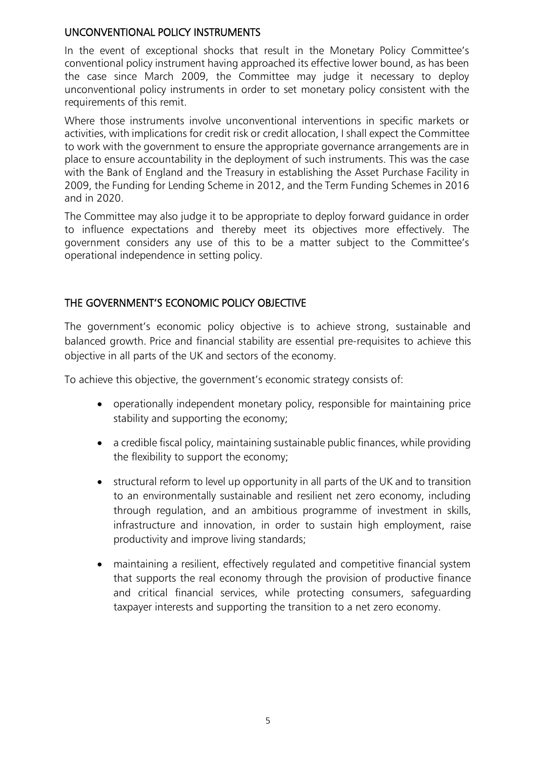## UNCONVENTIONAL POLICY INSTRUMENTS

In the event of exceptional shocks that result in the Monetary Policy Committee's conventional policy instrument having approached its effective lower bound, as has been the case since March 2009, the Committee may judge it necessary to deploy unconventional policy instruments in order to set monetary policy consistent with the requirements of this remit.

Where those instruments involve unconventional interventions in specific markets or activities, with implications for credit risk or credit allocation, I shall expect the Committee to work with the government to ensure the appropriate governance arrangements are in place to ensure accountability in the deployment of such instruments. This was the case with the Bank of England and the Treasury in establishing the Asset Purchase Facility in 2009, the Funding for Lending Scheme in 2012, and the Term Funding Schemes in 2016 and in 2020.

The Committee may also judge it to be appropriate to deploy forward guidance in order to influence expectations and thereby meet its objectives more effectively. The government considers any use of this to be a matter subject to the Committee's operational independence in setting policy.

## THE GOVERNMENT'S ECONOMIC POLICY OBJECTIVE

The government's economic policy objective is to achieve strong, sustainable and balanced growth. Price and financial stability are essential pre-requisites to achieve this objective in all parts of the UK and sectors of the economy.

To achieve this objective, the government's economic strategy consists of:

- operationally independent monetary policy, responsible for maintaining price stability and supporting the economy;
- a credible fiscal policy, maintaining sustainable public finances, while providing the flexibility to support the economy;
- structural reform to level up opportunity in all parts of the UK and to transition to an environmentally sustainable and resilient net zero economy, including through regulation, and an ambitious programme of investment in skills, infrastructure and innovation, in order to sustain high employment, raise productivity and improve living standards;
- maintaining a resilient, effectively regulated and competitive financial system that supports the real economy through the provision of productive finance and critical financial services, while protecting consumers, safeguarding taxpayer interests and supporting the transition to a net zero economy.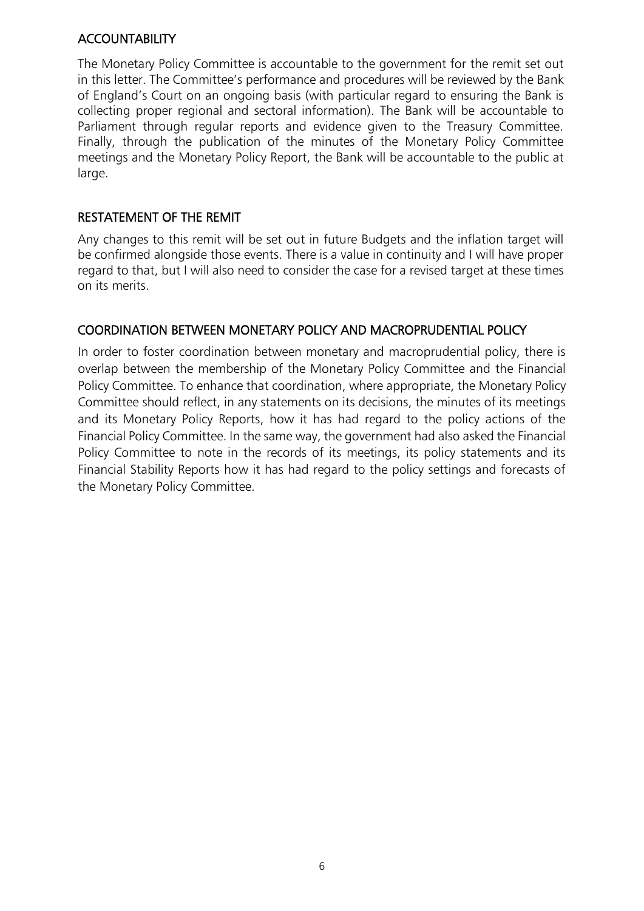## ACCOUNTABILITY

The Monetary Policy Committee is accountable to the government for the remit set out in this letter. The Committee's performance and procedures will be reviewed by the Bank of England's Court on an ongoing basis (with particular regard to ensuring the Bank is collecting proper regional and sectoral information). The Bank will be accountable to Parliament through regular reports and evidence given to the Treasury Committee. Finally, through the publication of the minutes of the Monetary Policy Committee meetings and the Monetary Policy Report, the Bank will be accountable to the public at large.

## RESTATEMENT OF THE REMIT

Any changes to this remit will be set out in future Budgets and the inflation target will be confirmed alongside those events. There is a value in continuity and I will have proper regard to that, but I will also need to consider the case for a revised target at these times on its merits.

## COORDINATION BETWEEN MONETARY POLICY AND MACROPRUDENTIAL POLICY

In order to foster coordination between monetary and macroprudential policy, there is overlap between the membership of the Monetary Policy Committee and the Financial Policy Committee. To enhance that coordination, where appropriate, the Monetary Policy Committee should reflect, in any statements on its decisions, the minutes of its meetings and its Monetary Policy Reports, how it has had regard to the policy actions of the Financial Policy Committee. In the same way, the government had also asked the Financial Policy Committee to note in the records of its meetings, its policy statements and its Financial Stability Reports how it has had regard to the policy settings and forecasts of the Monetary Policy Committee.